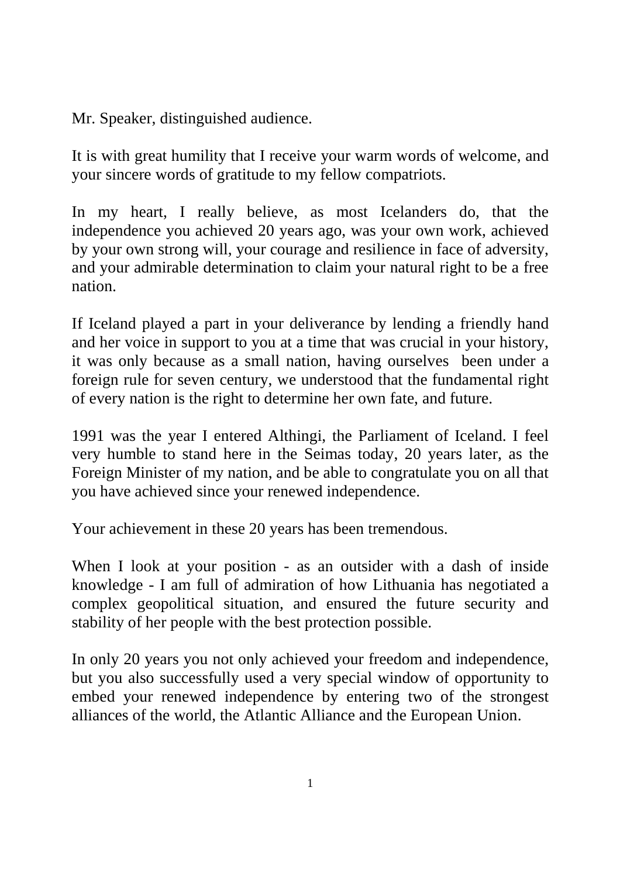Mr. Speaker, distinguished audience.

It is with great humility that I receive your warm words of welcome, and your sincere words of gratitude to my fellow compatriots.

In my heart, I really believe, as most Icelanders do, that the independence you achieved 20 years ago, was your own work, achieved by your own strong will, your courage and resilience in face of adversity, and your admirable determination to claim your natural right to be a free nation.

If Iceland played a part in your deliverance by lending a friendly hand and her voice in support to you at a time that was crucial in your history, it was only because as a small nation, having ourselves been under a foreign rule for seven century, we understood that the fundamental right of every nation is the right to determine her own fate, and future.

1991 was the year I entered Althingi, the Parliament of Iceland. I feel very humble to stand here in the Seimas today, 20 years later, as the Foreign Minister of my nation, and be able to congratulate you on all that you have achieved since your renewed independence.

Your achievement in these 20 years has been tremendous.

When I look at your position - as an outsider with a dash of inside knowledge - I am full of admiration of how Lithuania has negotiated a complex geopolitical situation, and ensured the future security and stability of her people with the best protection possible.

In only 20 years you not only achieved your freedom and independence, but you also successfully used a very special window of opportunity to embed your renewed independence by entering two of the strongest alliances of the world, the Atlantic Alliance and the European Union.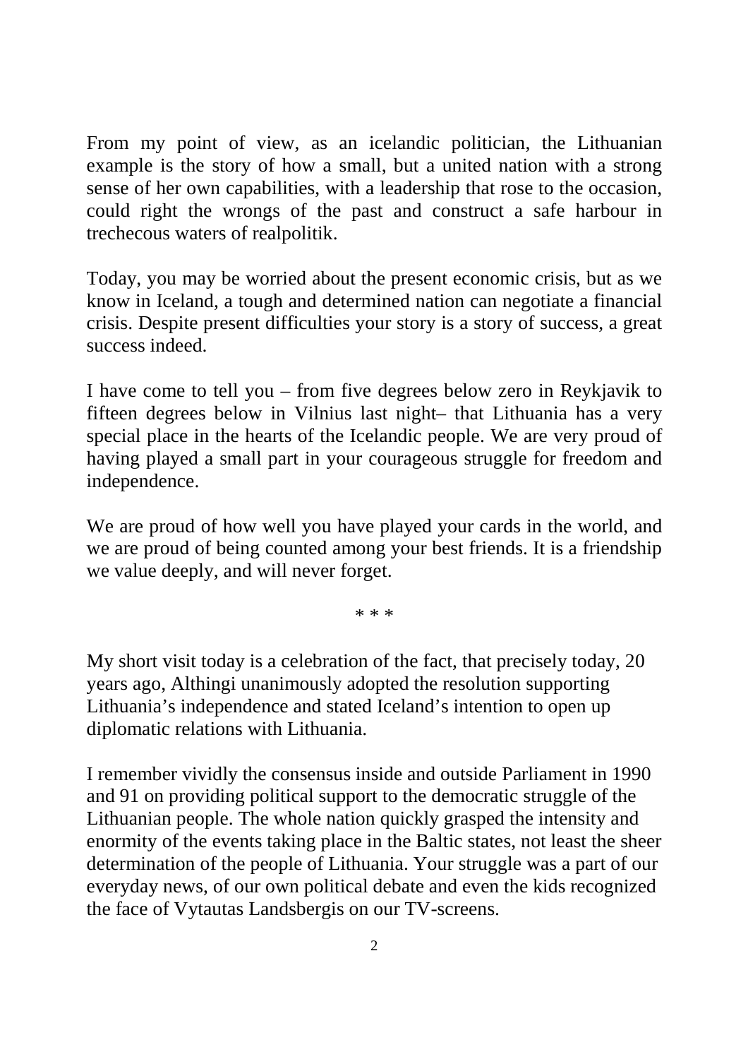From my point of view, as an icelandic politician, the Lithuanian example is the story of how a small, but a united nation with a strong sense of her own capabilities, with a leadership that rose to the occasion, could right the wrongs of the past and construct a safe harbour in trechecous waters of realpolitik.

Today, you may be worried about the present economic crisis, but as we know in Iceland, a tough and determined nation can negotiate a financial crisis. Despite present difficulties your story is a story of success, a great success indeed.

I have come to tell you – from five degrees below zero in Reykjavik to fifteen degrees below in Vilnius last night– that Lithuania has a very special place in the hearts of the Icelandic people. We are very proud of having played a small part in your courageous struggle for freedom and independence.

We are proud of how well you have played your cards in the world, and we are proud of being counted among your best friends. It is a friendship we value deeply, and will never forget.

* * *

My short visit today is a celebration of the fact, that precisely today, 20 years ago, Althingi unanimously adopted the resolution supporting Lithuania's independence and stated Iceland's intention to open up diplomatic relations with Lithuania.

I remember vividly the consensus inside and outside Parliament in 1990 and 91 on providing political support to the democratic struggle of the Lithuanian people. The whole nation quickly grasped the intensity and enormity of the events taking place in the Baltic states, not least the sheer determination of the people of Lithuania. Your struggle was a part of our everyday news, of our own political debate and even the kids recognized the face of Vytautas Landsbergis on our TV-screens.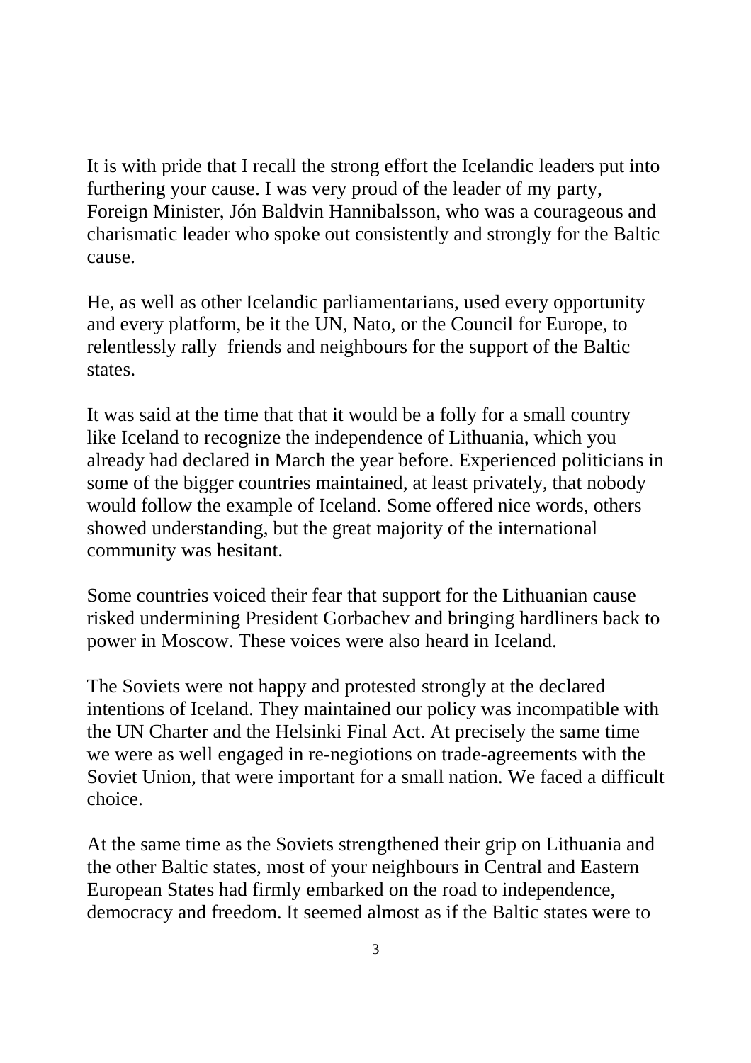It is with pride that I recall the strong effort the Icelandic leaders put into furthering your cause. I was very proud of the leader of my party, Foreign Minister, Jón Baldvin Hannibalsson, who was a courageous and charismatic leader who spoke out consistently and strongly for the Baltic cause.

He, as well as other Icelandic parliamentarians, used every opportunity and every platform, be it the UN, Nato, or the Council for Europe, to relentlessly rally friends and neighbours for the support of the Baltic states.

It was said at the time that that it would be a folly for a small country like Iceland to recognize the independence of Lithuania, which you already had declared in March the year before. Experienced politicians in some of the bigger countries maintained, at least privately, that nobody would follow the example of Iceland. Some offered nice words, others showed understanding, but the great majority of the international community was hesitant.

Some countries voiced their fear that support for the Lithuanian cause risked undermining President Gorbachev and bringing hardliners back to power in Moscow. These voices were also heard in Iceland.

The Soviets were not happy and protested strongly at the declared intentions of Iceland. They maintained our policy was incompatible with the UN Charter and the Helsinki Final Act. At precisely the same time we were as well engaged in re-negiotions on trade-agreements with the Soviet Union, that were important for a small nation. We faced a difficult choice.

At the same time as the Soviets strengthened their grip on Lithuania and the other Baltic states, most of your neighbours in Central and Eastern European States had firmly embarked on the road to independence, democracy and freedom. It seemed almost as if the Baltic states were to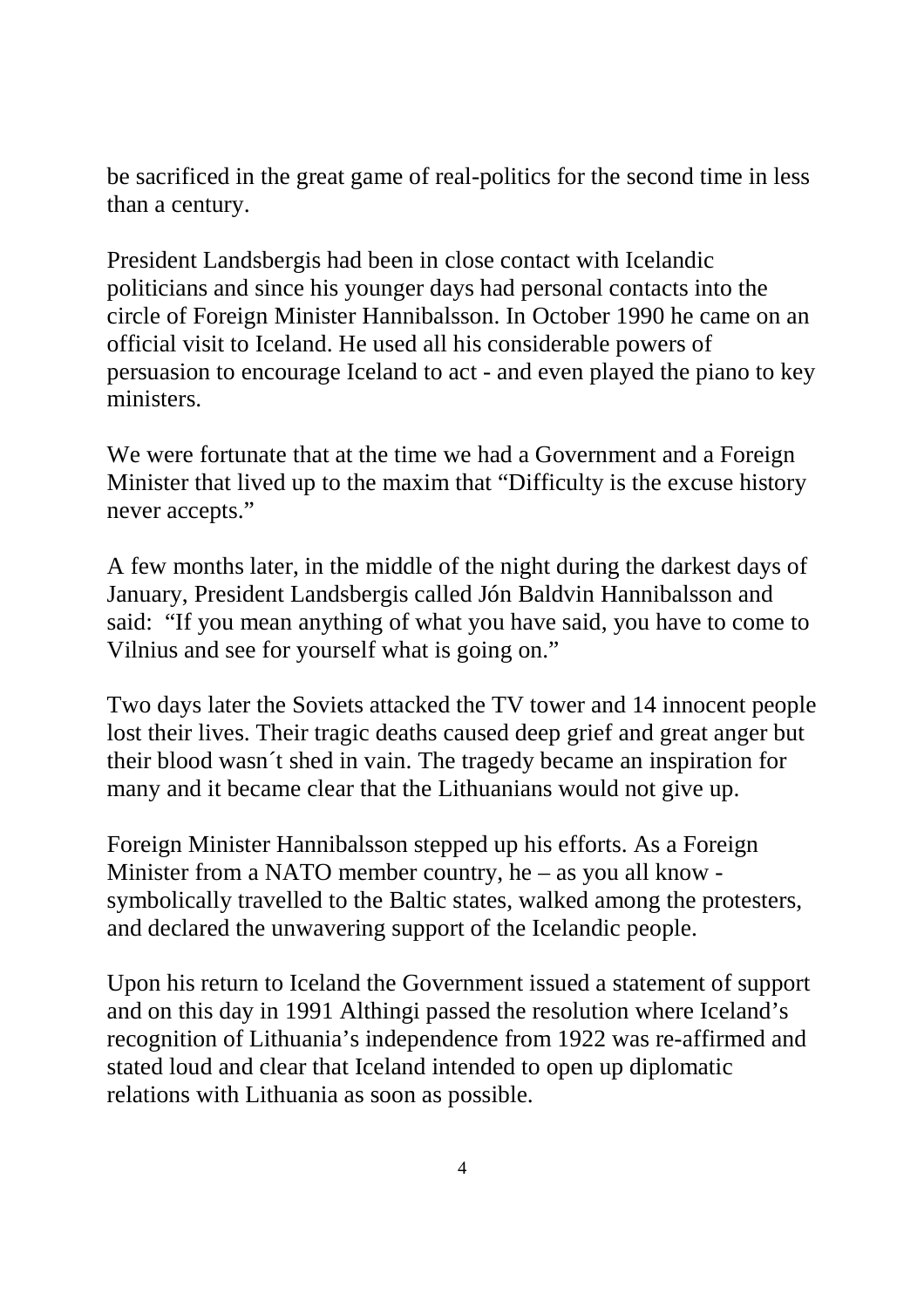be sacrificed in the great game of real-politics for the second time in less than a century.

President Landsbergis had been in close contact with Icelandic politicians and since his younger days had personal contacts into the circle of Foreign Minister Hannibalsson. In October 1990 he came on an official visit to Iceland. He used all his considerable powers of persuasion to encourage Iceland to act - and even played the piano to key ministers.

We were fortunate that at the time we had a Government and a Foreign Minister that lived up to the maxim that "Difficulty is the excuse history never accepts."

A few months later, in the middle of the night during the darkest days of January, President Landsbergis called Jón Baldvin Hannibalsson and said: "If you mean anything of what you have said, you have to come to Vilnius and see for yourself what is going on."

Two days later the Soviets attacked the TV tower and 14 innocent people lost their lives. Their tragic deaths caused deep grief and great anger but their blood wasn´t shed in vain. The tragedy became an inspiration for many and it became clear that the Lithuanians would not give up.

Foreign Minister Hannibalsson stepped up his efforts. As a Foreign Minister from a NATO member country, he – as you all know - symbolically travelled to the Baltic states, walked among the protesters, and declared the unwavering support of the Icelandic people.

Upon his return to Iceland the Government issued a statement of support and on this day in 1991 Althingi passed the resolution where Iceland's recognition of Lithuania's independence from 1922 was re-affirmed and stated loud and clear that Iceland intended to open up diplomatic relations with Lithuania as soon as possible.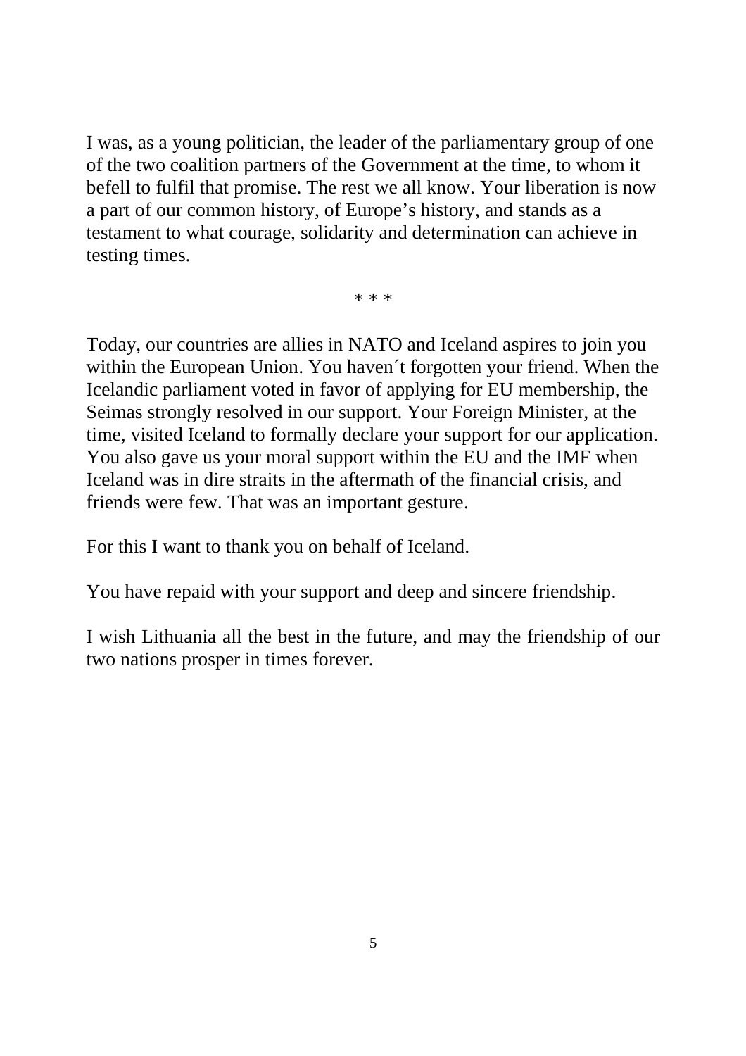I was, as a young politician, the leader of the parliamentary group of one of the two coalition partners of the Government at the time, to whom it befell to fulfil that promise. The rest we all know. Your liberation is now a part of our common history, of Europe's history, and stands as a testament to what courage, solidarity and determination can achieve in testing times.

\* \* \*

Today, our countries are allies in NATO and Iceland aspires to join you within the European Union. You haven´t forgotten your friend. When the Icelandic parliament voted in favor of applying for EU membership, the Seimas strongly resolved in our support. Your Foreign Minister, at the time, visited Iceland to formally declare your support for our application. You also gave us your moral support within the EU and the IMF when Iceland was in dire straits in the aftermath of the financial crisis, and friends were few. That was an important gesture.

For this I want to thank you on behalf of Iceland.

You have repaid with your support and deep and sincere friendship.

I wish Lithuania all the best in the future, and may the friendship of our two nations prosper in times forever.